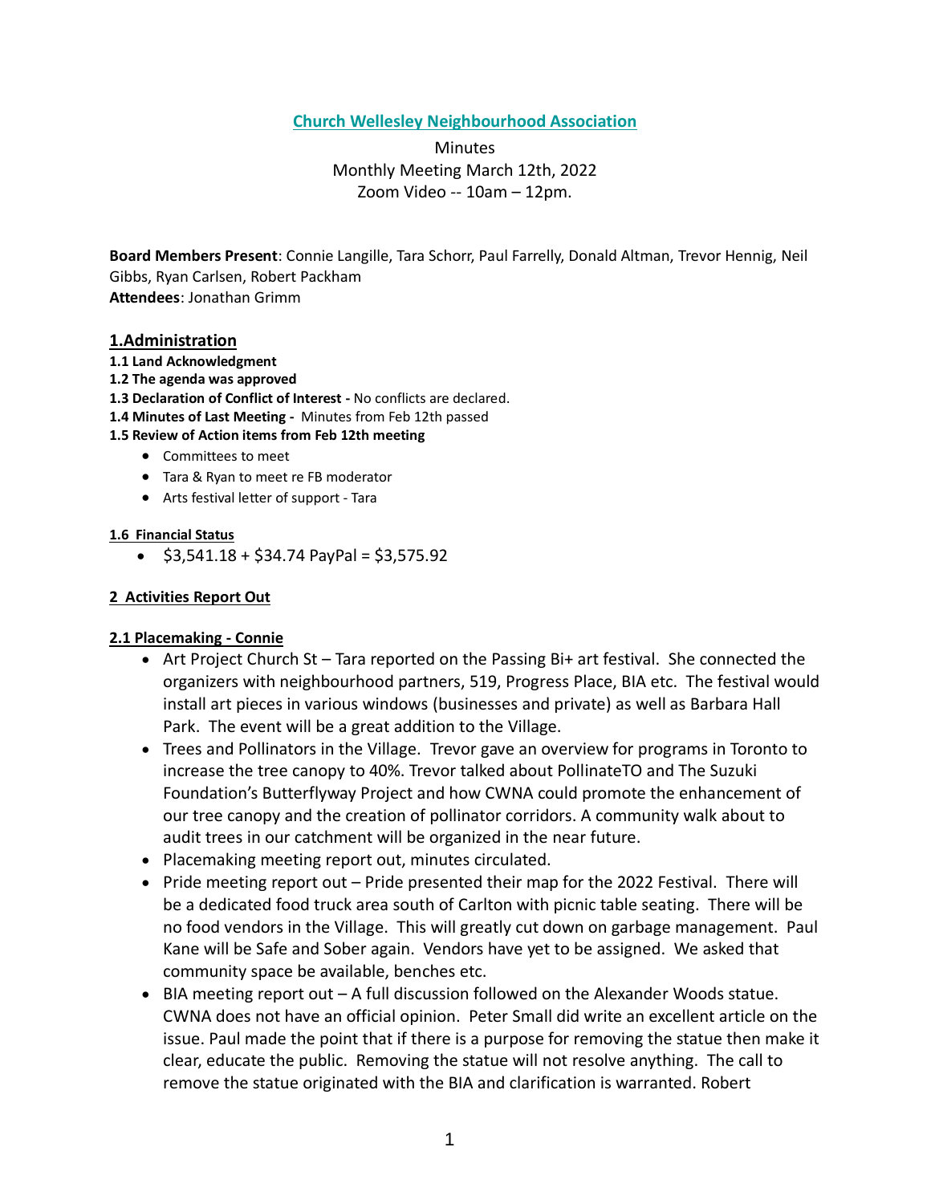**Church Wellesley Neighbourhood Association**

Minutes
Monthly Meeting March 12th, 2022
Zoom Video -- 10am – 12pm.

**Board Members Present**: Connie Langille, Tara Schorr, Paul Farrelly, Donald Altman, Trevor Hennig, Neil Gibbs, Ryan Carlsen, Robert Packham
**Attendees**: Jonathan Grimm

## 1.Administration

**1.1 Land Acknowledgment**
**1.2 The agenda was approved**
**1.3 Declaration of Conflict of Interest -** No conflicts are declared.
**1.4 Minutes of Last Meeting -** Minutes from Feb 12th passed
**1.5 Review of Action items from Feb 12th meeting**

- Committees to meet
- Tara & Ryan to meet re FB moderator
- Arts festival letter of support - Tara

**1.6 Financial Status**

- $3,541.18 + $34.74 PayPal = $3,575.92

**2 Activities Report Out**

**2.1 Placemaking - Connie**

- Art Project Church St – Tara reported on the Passing Bi+ art festival. She connected the organizers with neighbourhood partners, 519, Progress Place, BIA etc. The festival would install art pieces in various windows (businesses and private) as well as Barbara Hall Park. The event will be a great addition to the Village.
- Trees and Pollinators in the Village. Trevor gave an overview for programs in Toronto to increase the tree canopy to 40%. Trevor talked about PollinateTO and The Suzuki Foundation's Butterflyway Project and how CWNA could promote the enhancement of our tree canopy and the creation of pollinator corridors. A community walk about to audit trees in our catchment will be organized in the near future.
- Placemaking meeting report out, minutes circulated.
- Pride meeting report out – Pride presented their map for the 2022 Festival. There will be a dedicated food truck area south of Carlton with picnic table seating. There will be no food vendors in the Village. This will greatly cut down on garbage management. Paul Kane will be Safe and Sober again. Vendors have yet to be assigned. We asked that community space be available, benches etc.
- BIA meeting report out – A full discussion followed on the Alexander Woods statue. CWNA does not have an official opinion. Peter Small did write an excellent article on the issue. Paul made the point that if there is a purpose for removing the statue then make it clear, educate the public. Removing the statue will not resolve anything. The call to remove the statue originated with the BIA and clarification is warranted. Robert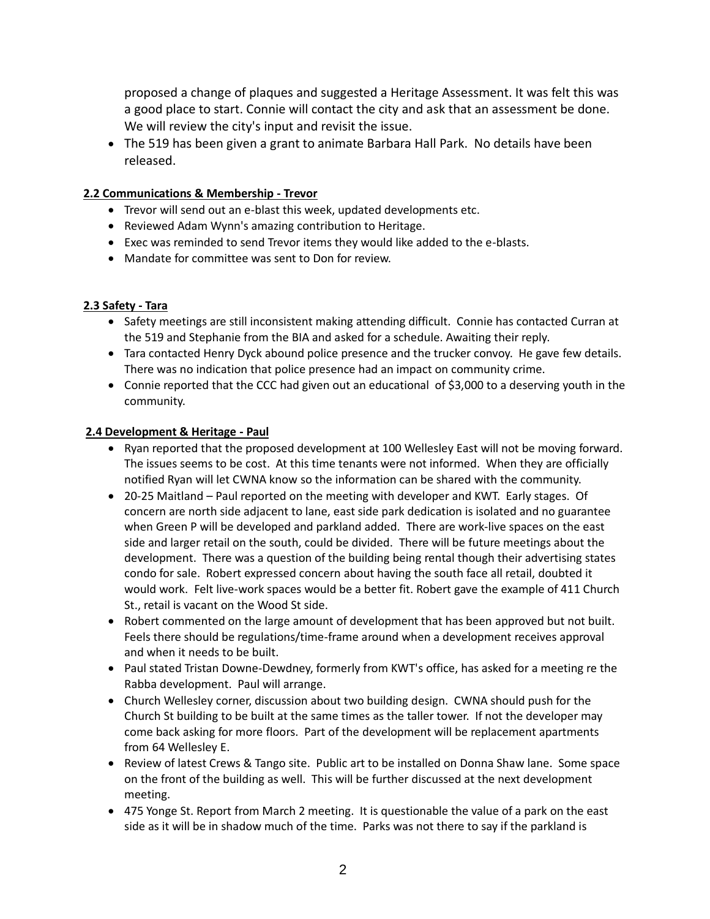proposed a change of plaques and suggested a Heritage Assessment. It was felt this was a good place to start. Connie will contact the city and ask that an assessment be done. We will review the city's input and revisit the issue.

- The 519 has been given a grant to animate Barbara Hall Park. No details have been released.

**2.2 Communications & Membership - Trevor**

- Trevor will send out an e-blast this week, updated developments etc.
- Reviewed Adam Wynn's amazing contribution to Heritage.
- Exec was reminded to send Trevor items they would like added to the e-blasts.
- Mandate for committee was sent to Don for review.

**2.3 Safety - Tara**

- Safety meetings are still inconsistent making attending difficult. Connie has contacted Curran at the 519 and Stephanie from the BIA and asked for a schedule. Awaiting their reply.
- Tara contacted Henry Dyck abound police presence and the trucker convoy. He gave few details. There was no indication that police presence had an impact on community crime.
- Connie reported that the CCC had given out an educational of $3,000 to a deserving youth in the community.

**2.4 Development & Heritage - Paul**

- Ryan reported that the proposed development at 100 Wellesley East will not be moving forward. The issues seems to be cost. At this time tenants were not informed. When they are officially notified Ryan will let CWNA know so the information can be shared with the community.
- 20-25 Maitland – Paul reported on the meeting with developer and KWT. Early stages. Of concern are north side adjacent to lane, east side park dedication is isolated and no guarantee when Green P will be developed and parkland added. There are work-live spaces on the east side and larger retail on the south, could be divided. There will be future meetings about the development. There was a question of the building being rental though their advertising states condo for sale. Robert expressed concern about having the south face all retail, doubted it would work. Felt live-work spaces would be a better fit. Robert gave the example of 411 Church St., retail is vacant on the Wood St side.
- Robert commented on the large amount of development that has been approved but not built. Feels there should be regulations/time-frame around when a development receives approval and when it needs to be built.
- Paul stated Tristan Downe-Dewdney, formerly from KWT's office, has asked for a meeting re the Rabba development. Paul will arrange.
- Church Wellesley corner, discussion about two building design. CWNA should push for the Church St building to be built at the same times as the taller tower. If not the developer may come back asking for more floors. Part of the development will be replacement apartments from 64 Wellesley E.
- Review of latest Crews & Tango site. Public art to be installed on Donna Shaw lane. Some space on the front of the building as well. This will be further discussed at the next development meeting.
- 475 Yonge St. Report from March 2 meeting. It is questionable the value of a park on the east side as it will be in shadow much of the time. Parks was not there to say if the parkland is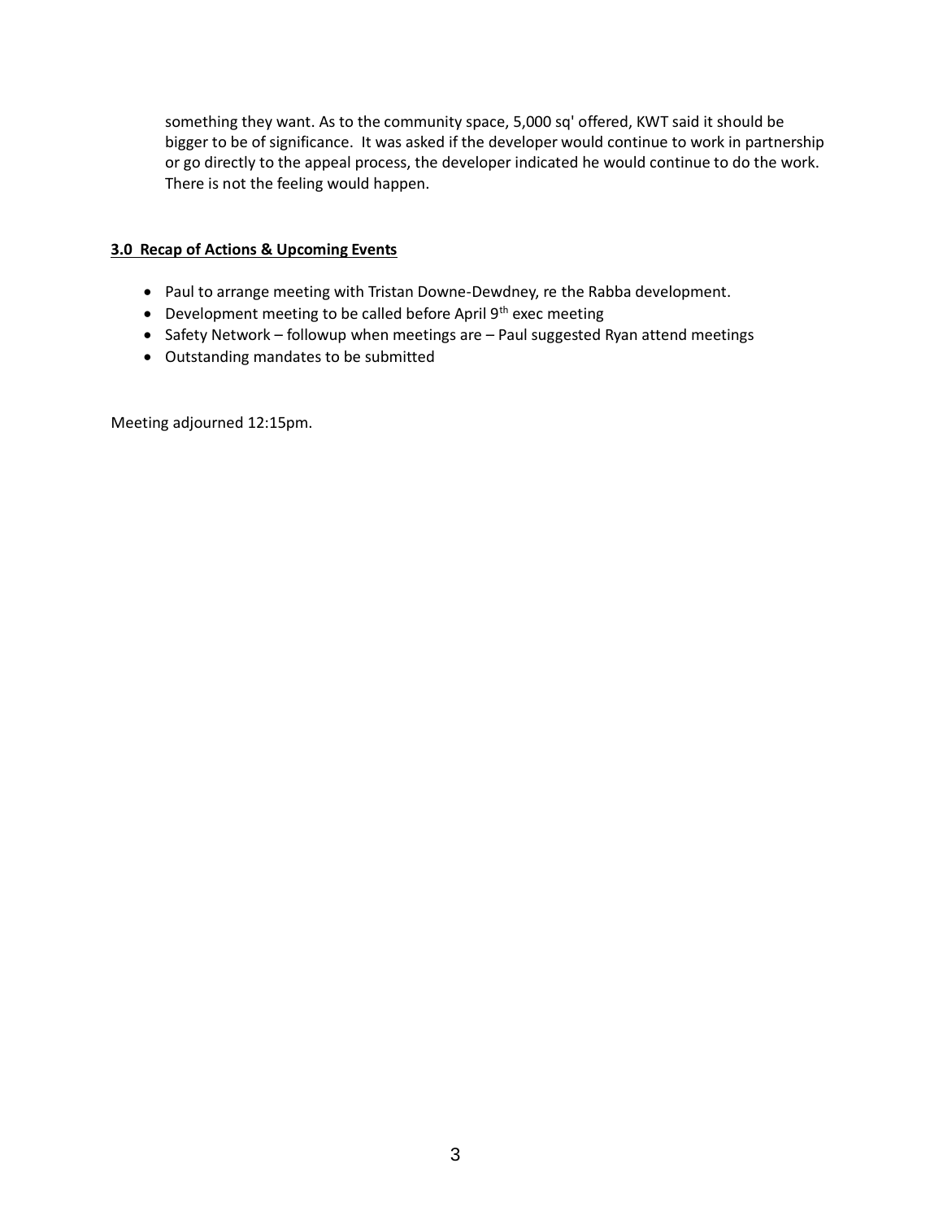something they want. As to the community space, 5,000 sq' offered, KWT said it should be bigger to be of significance. It was asked if the developer would continue to work in partnership or go directly to the appeal process, the developer indicated he would continue to do the work. There is not the feeling would happen.

## 3.0 Recap of Actions & Upcoming Events

- Paul to arrange meeting with Tristan Downe-Dewdney, re the Rabba development.
- Development meeting to be called before April 9th exec meeting
- Safety Network – followup when meetings are – Paul suggested Ryan attend meetings
- Outstanding mandates to be submitted

Meeting adjourned 12:15pm.